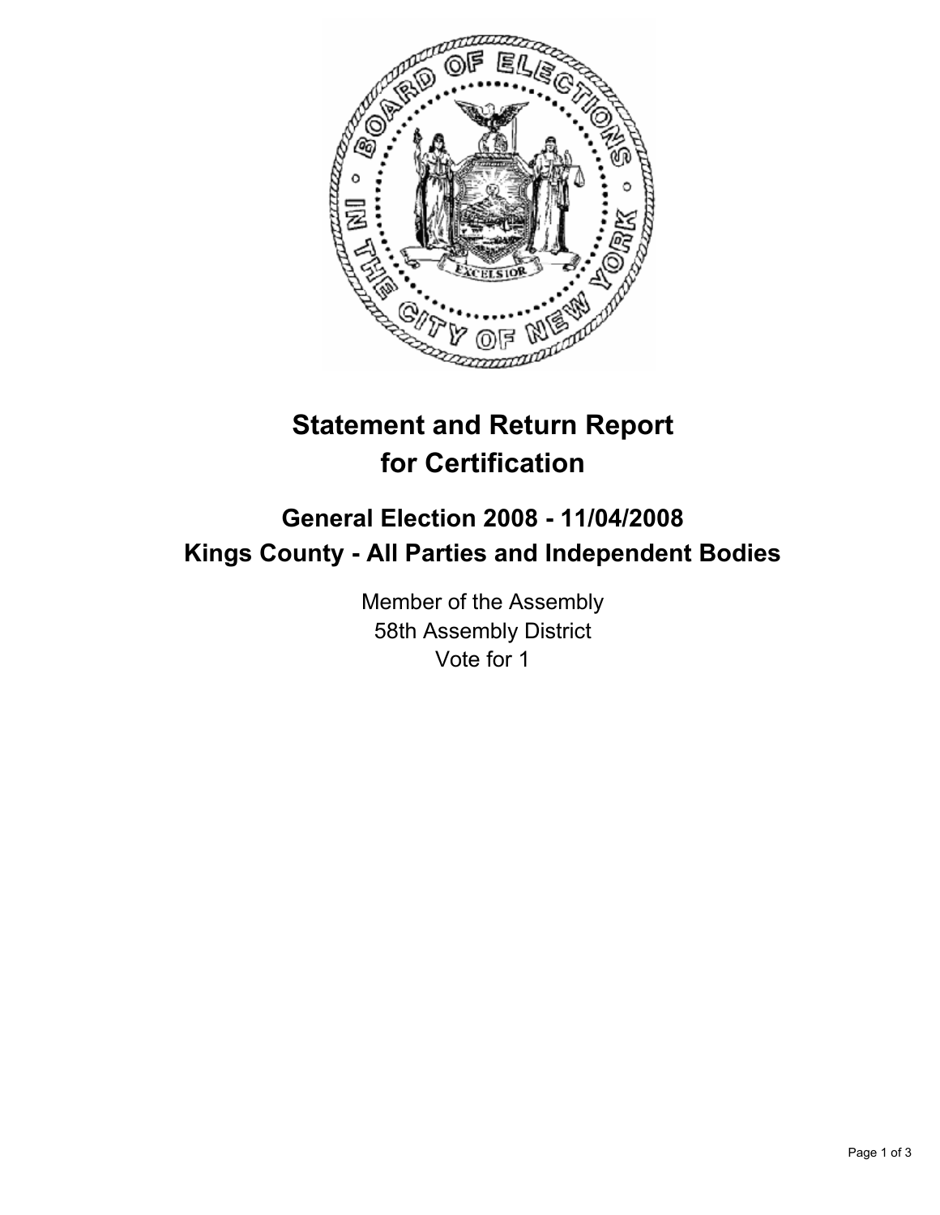# Statement and Return Report for Certification

## General Election 2008 - 11/04/2008
## Kings County - All Parties and Independent Bodies

Member of the Assembly
58th Assembly District
Vote for 1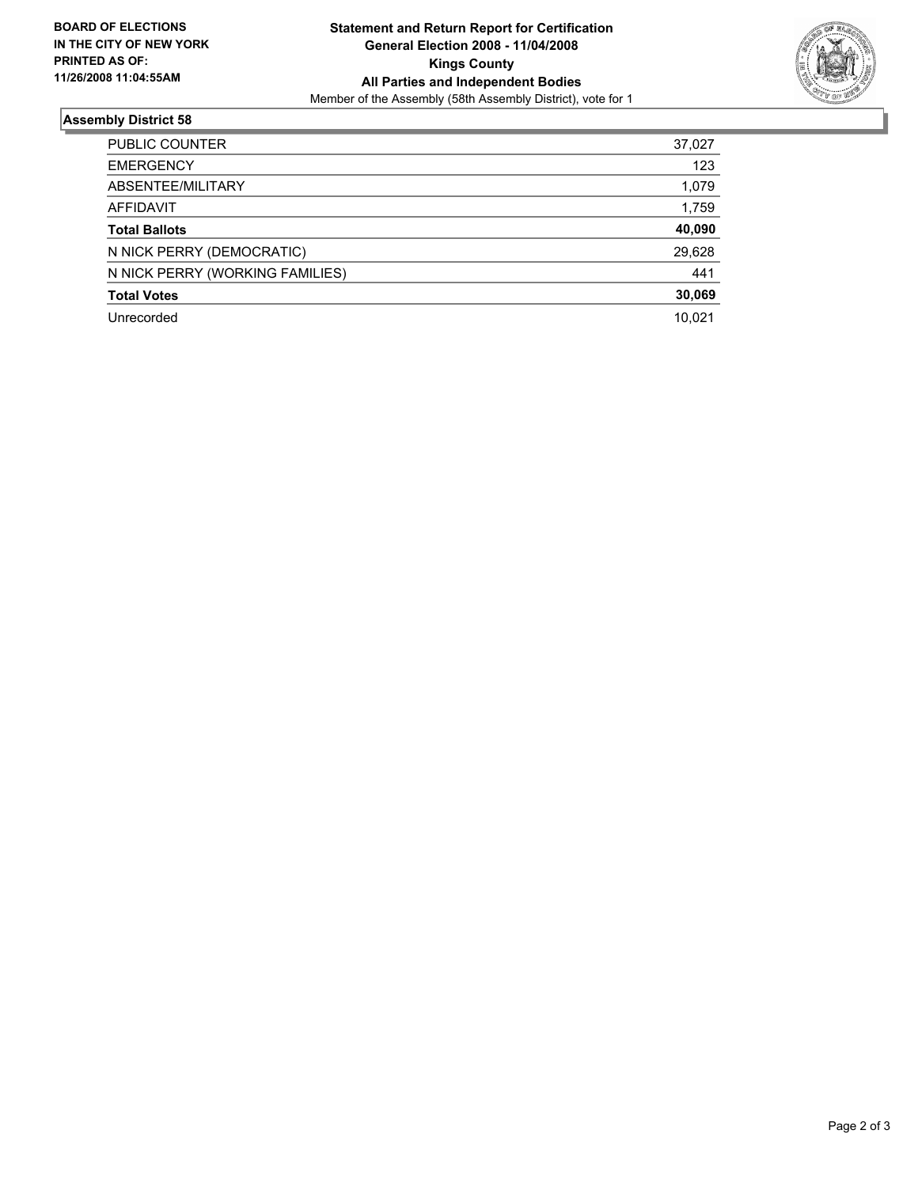**BOARD OF ELECTIONS**
**IN THE CITY OF NEW YORK**
**PRINTED AS OF:**
**11/26/2008 11:04:55AM**

**Statement and Return Report for Certification**
**General Election 2008 - 11/04/2008**
**Kings County**
**All Parties and Independent Bodies**
Member of the Assembly (58th Assembly District), vote for 1

## Assembly District 58

| | |
|---|---|
| PUBLIC COUNTER | 37,027 |
| EMERGENCY | 123 |
| ABSENTEE/MILITARY | 1,079 |
| AFFIDAVIT | 1,759 |
| **Total Ballots** | **40,090** |
| N NICK PERRY (DEMOCRATIC) | 29,628 |
| N NICK PERRY (WORKING FAMILIES) | 441 |
| **Total Votes** | **30,069** |
| Unrecorded | 10,021 |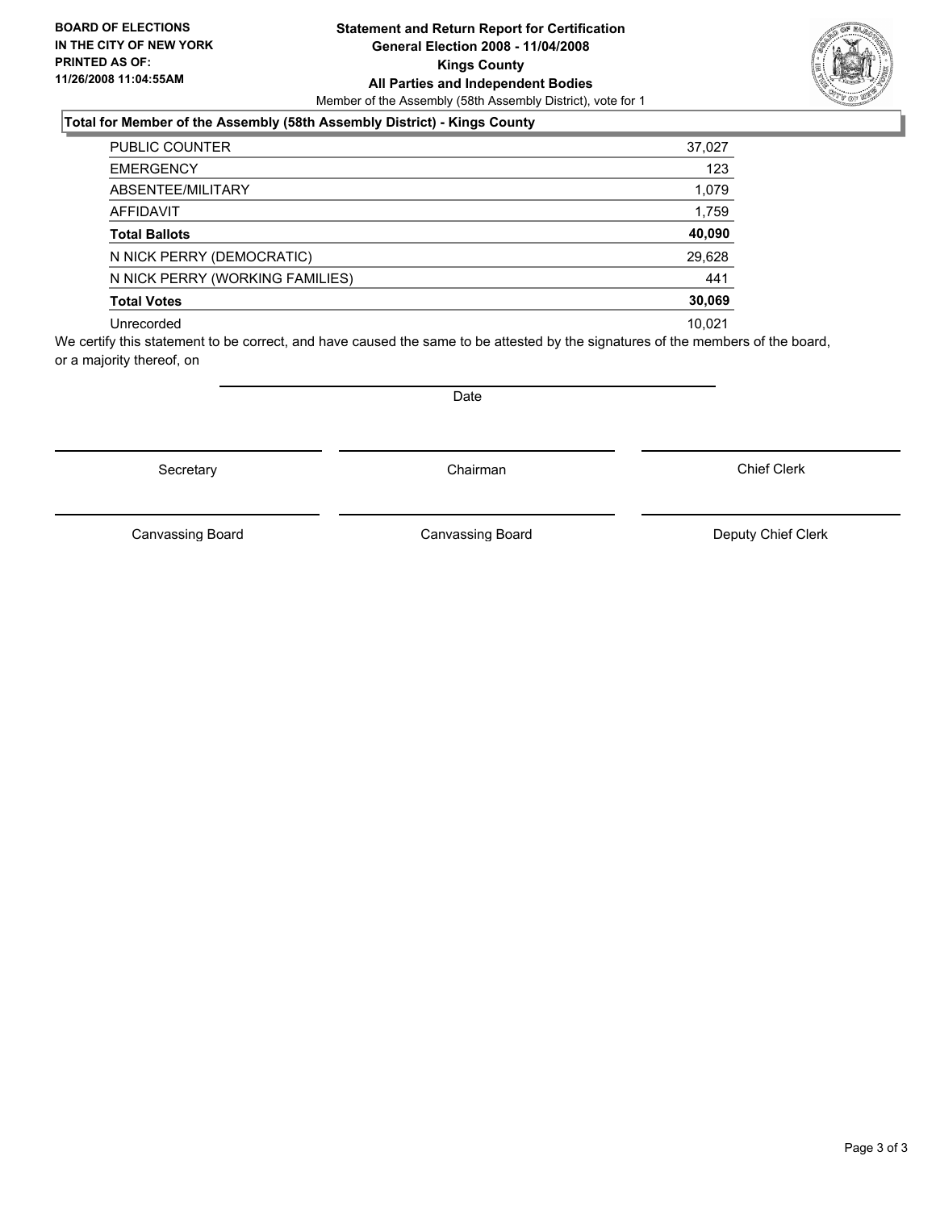**BOARD OF ELECTIONS IN THE CITY OF NEW YORK PRINTED AS OF: 11/26/2008 11:04:55AM**

**Statement and Return Report for Certification**
**General Election 2008 - 11/04/2008**
**Kings County**
**All Parties and Independent Bodies**
Member of the Assembly (58th Assembly District), vote for 1

### Total for Member of the Assembly (58th Assembly District) - Kings County

| | |
|---|---|
| PUBLIC COUNTER | 37,027 |
| EMERGENCY | 123 |
| ABSENTEE/MILITARY | 1,079 |
| AFFIDAVIT | 1,759 |
| **Total Ballots** | **40,090** |
| N NICK PERRY (DEMOCRATIC) | 29,628 |
| N NICK PERRY (WORKING FAMILIES) | 441 |
| **Total Votes** | **30,069** |
| Unrecorded | 10,021 |

We certify this statement to be correct, and have caused the same to be attested by the signatures of the members of the board, or a majority thereof, on

Date

Secretary | Chairman | Chief Clerk

Canvassing Board | Canvassing Board | Deputy Chief Clerk